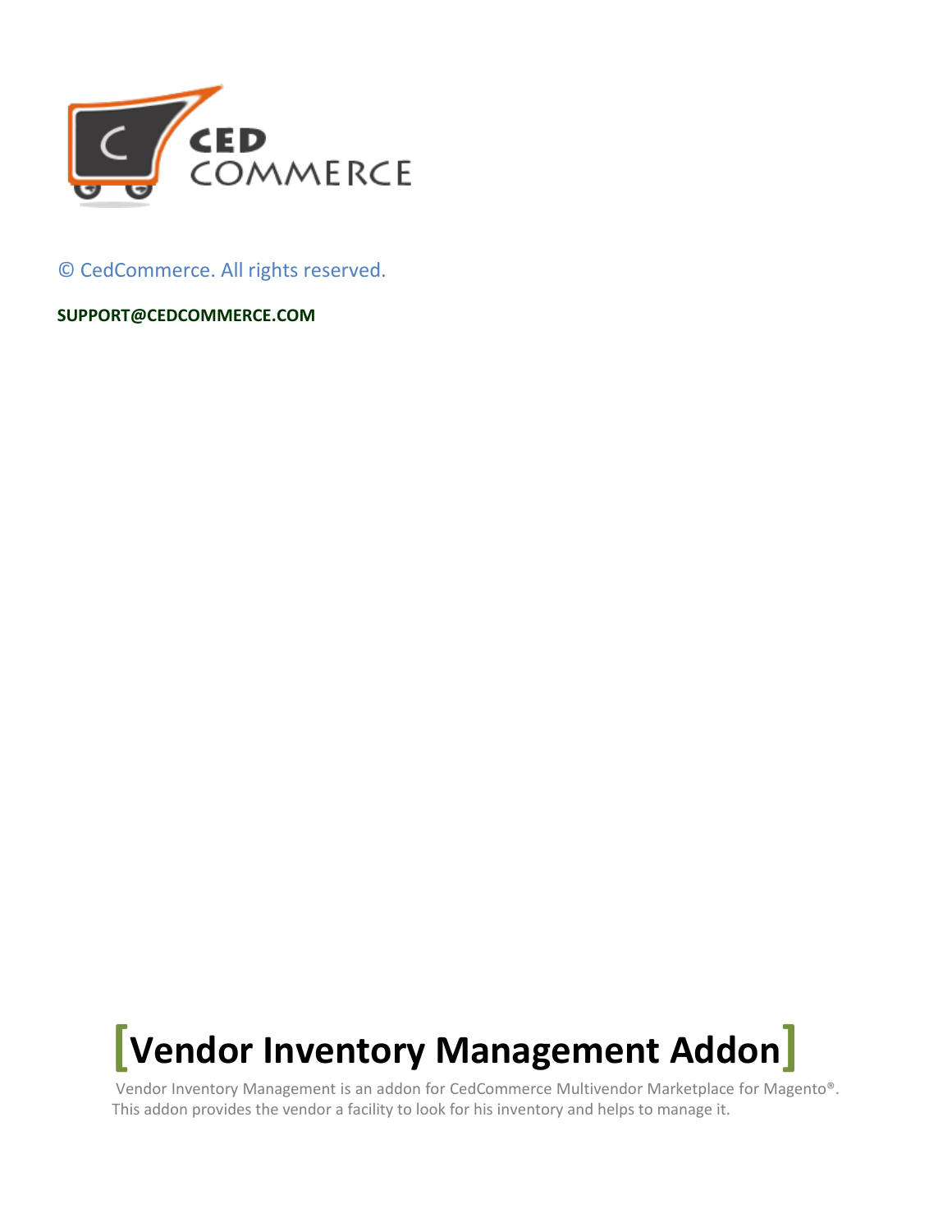© CedCommerce. All rights reserved.

**SUPPORT@CEDCOMMERCE.COM**

# [Vendor Inventory Management Addon]

Vendor Inventory Management is an addon for CedCommerce Multivendor Marketplace for Magento®. This addon provides the vendor a facility to look for his inventory and helps to manage it.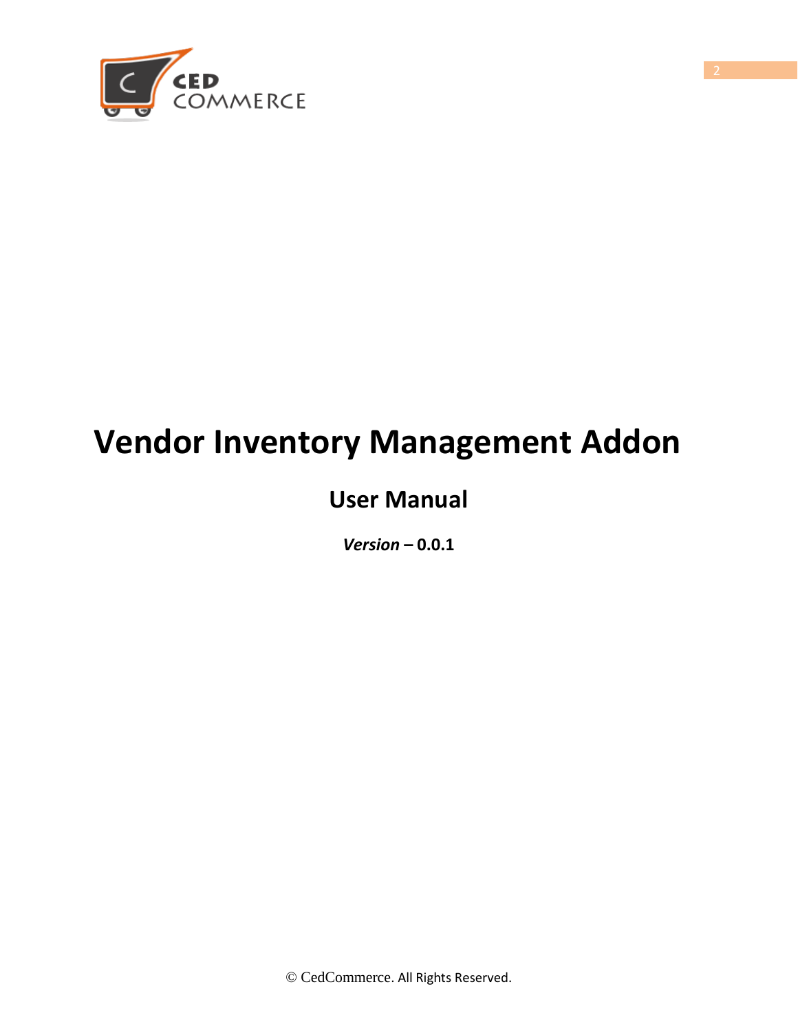# Vendor Inventory Management Addon

## User Manual

***Version* – 0.0.1**

© CedCommerce. All Rights Reserved.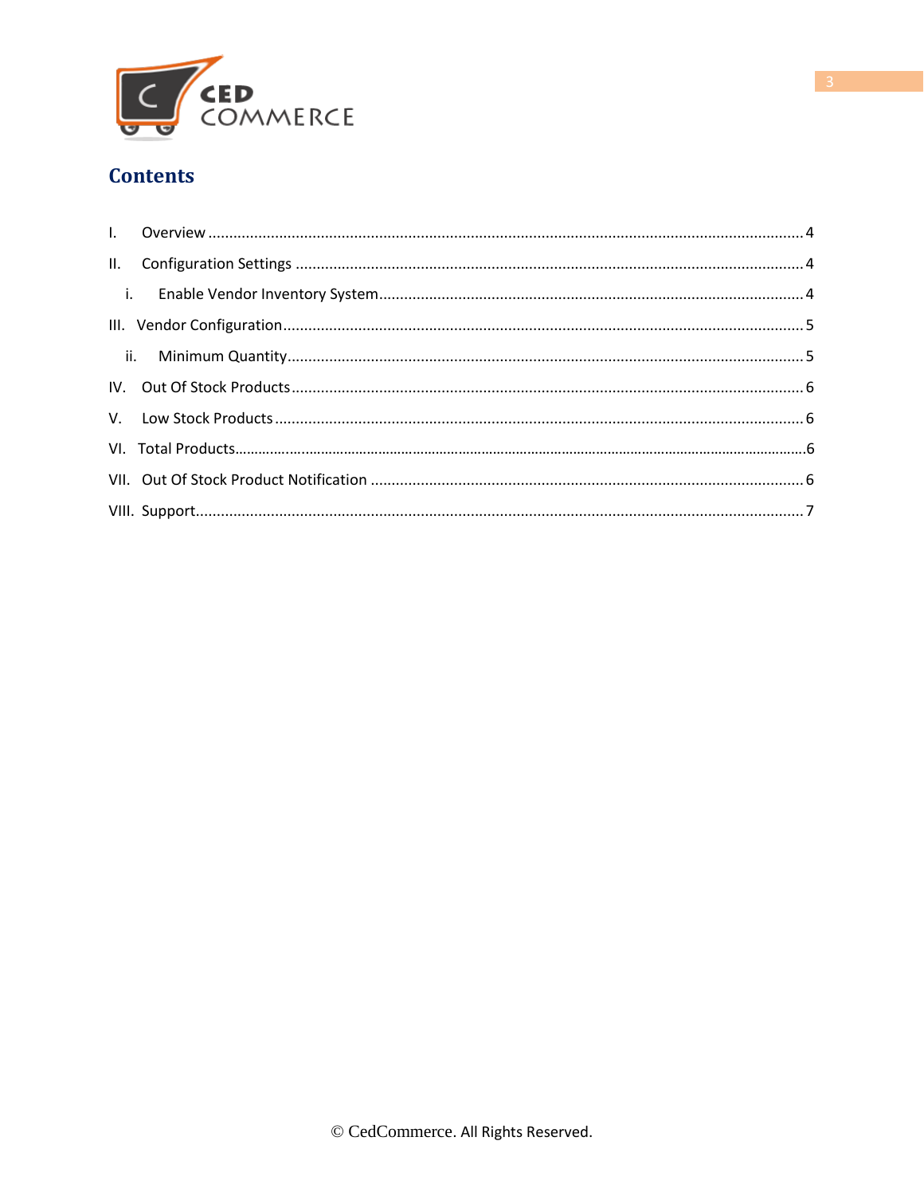## Contents

I. Overview ........................................................................................................................ 4

II. Configuration Settings ...................................................................................................... 4

i. Enable Vendor Inventory System.......................................................................................... 4

III. Vendor Configuration........................................................................................................ 5

ii. Minimum Quantity.............................................................................................................. 5

IV. Out Of Stock Products........................................................................................................ 6

V. Low Stock Products............................................................................................................. 6

VI. Total Products..................................................................................................................... 6

VII. Out Of Stock Product Notification ................................................................................... 6

VIII. Support.............................................................................................................................. 7

© CedCommerce. All Rights Reserved.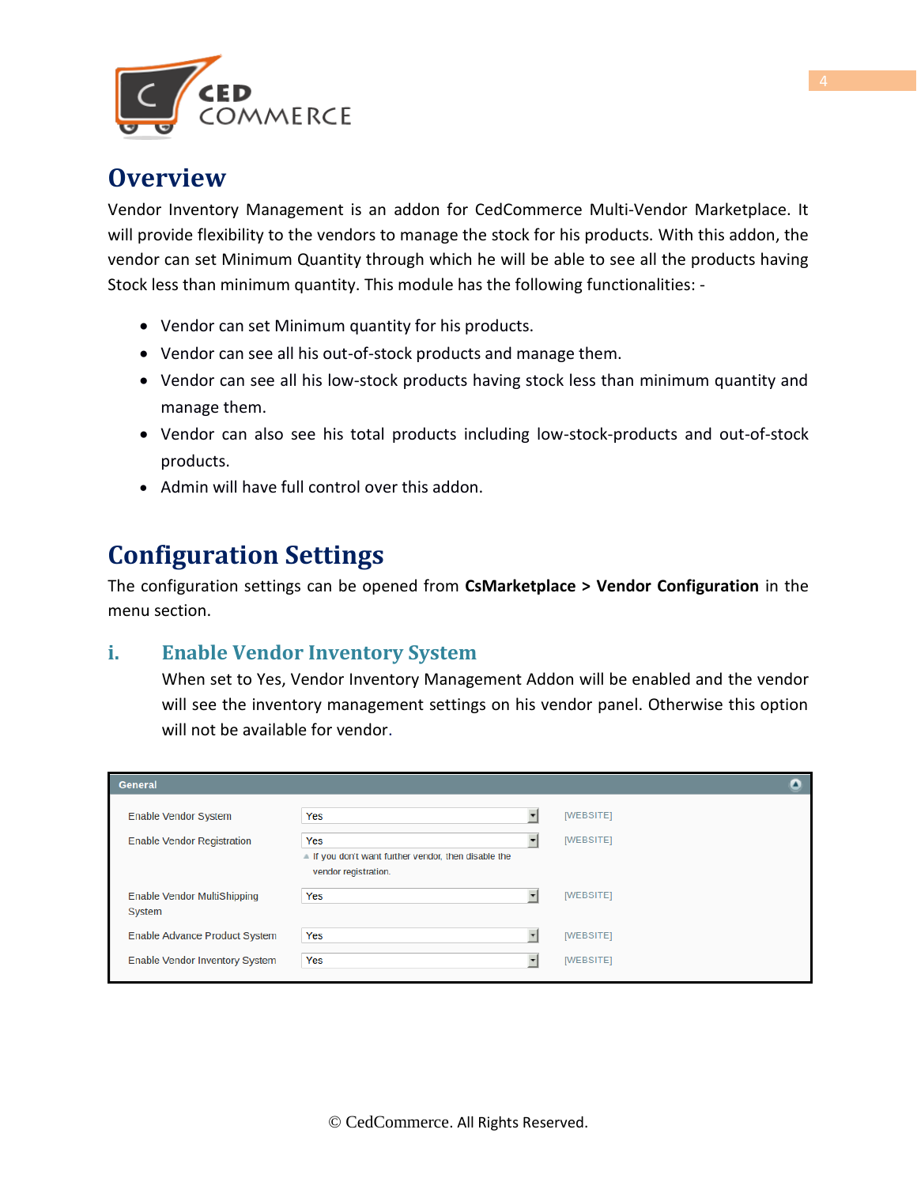# Overview

Vendor Inventory Management is an addon for CedCommerce Multi-Vendor Marketplace. It will provide flexibility to the vendors to manage the stock for his products. With this addon, the vendor can set Minimum Quantity through which he will be able to see all the products having Stock less than minimum quantity. This module has the following functionalities: -

- Vendor can set Minimum quantity for his products.
- Vendor can see all his out-of-stock products and manage them.
- Vendor can see all his low-stock products having stock less than minimum quantity and manage them.
- Vendor can also see his total products including low-stock-products and out-of-stock products.
- Admin will have full control over this addon.

# Configuration Settings

The configuration settings can be opened from **CsMarketplace > Vendor Configuration** in the menu section.

## i. Enable Vendor Inventory System

When set to Yes, Vendor Inventory Management Addon will be enabled and the vendor will see the inventory management settings on his vendor panel. Otherwise this option will not be available for vendor.

**General**

| Setting | Value | Scope |
|---|---|---|
| Enable Vendor System | Yes | [WEBSITE] |
| Enable Vendor Registration | Yes<br>If you don't want further vendor, then disable the vendor registration. | [WEBSITE] |
| Enable Vendor MultiShipping System | Yes | [WEBSITE] |
| Enable Advance Product System | Yes | [WEBSITE] |
| Enable Vendor Inventory System | Yes | [WEBSITE] |

© CedCommerce. All Rights Reserved.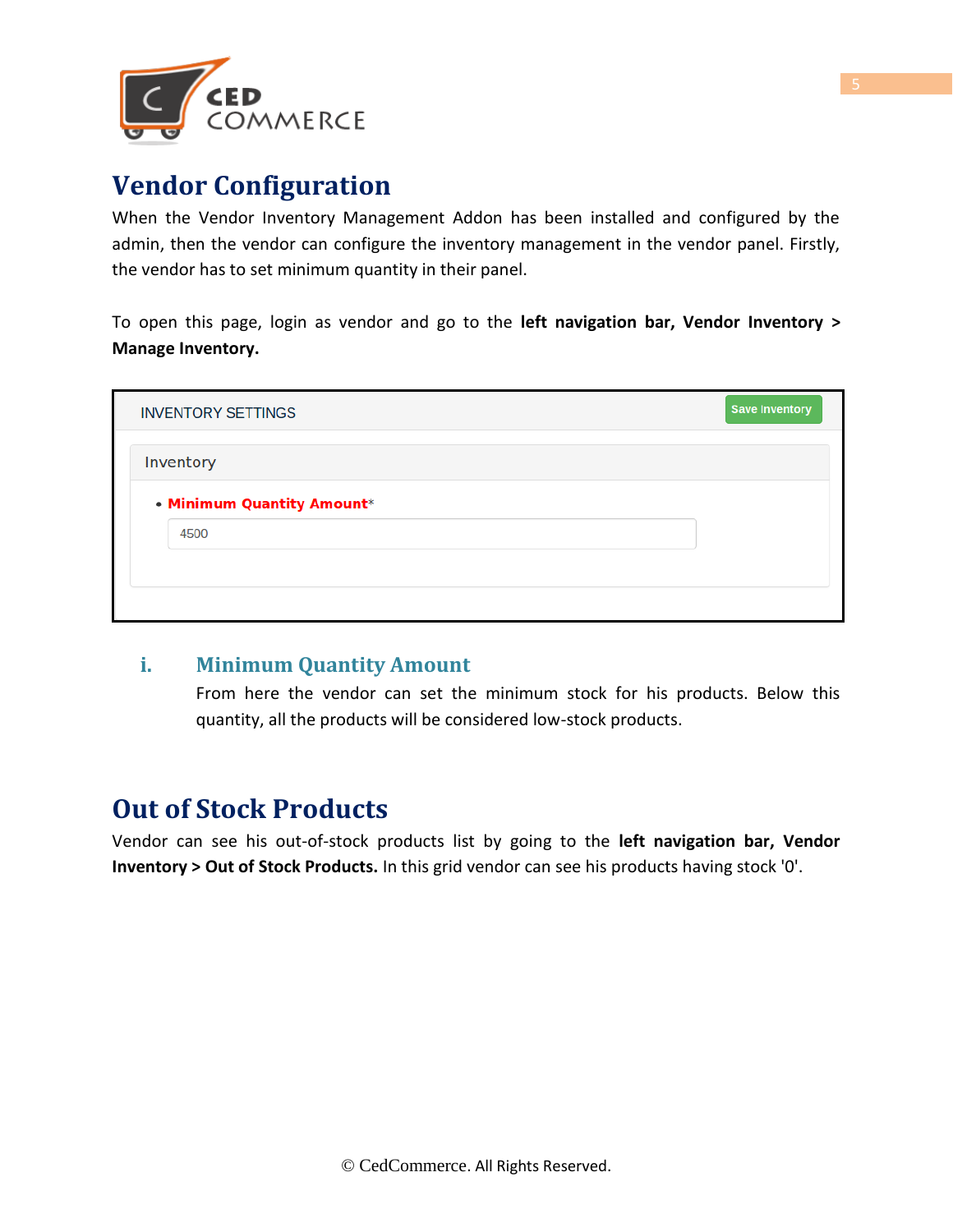# Vendor Configuration

When the Vendor Inventory Management Addon has been installed and configured by the admin, then the vendor can configure the inventory management in the vendor panel. Firstly, the vendor has to set minimum quantity in their panel.

To open this page, login as vendor and go to the **left navigation bar, Vendor Inventory > Manage Inventory.**

INVENTORY SETTINGS

Save Inventory

Inventory

- **Minimum Quantity Amount***

4500

## i. Minimum Quantity Amount

From here the vendor can set the minimum stock for his products. Below this quantity, all the products will be considered low-stock products.

# Out of Stock Products

Vendor can see his out-of-stock products list by going to the **left navigation bar, Vendor Inventory > Out of Stock Products.** In this grid vendor can see his products having stock '0'.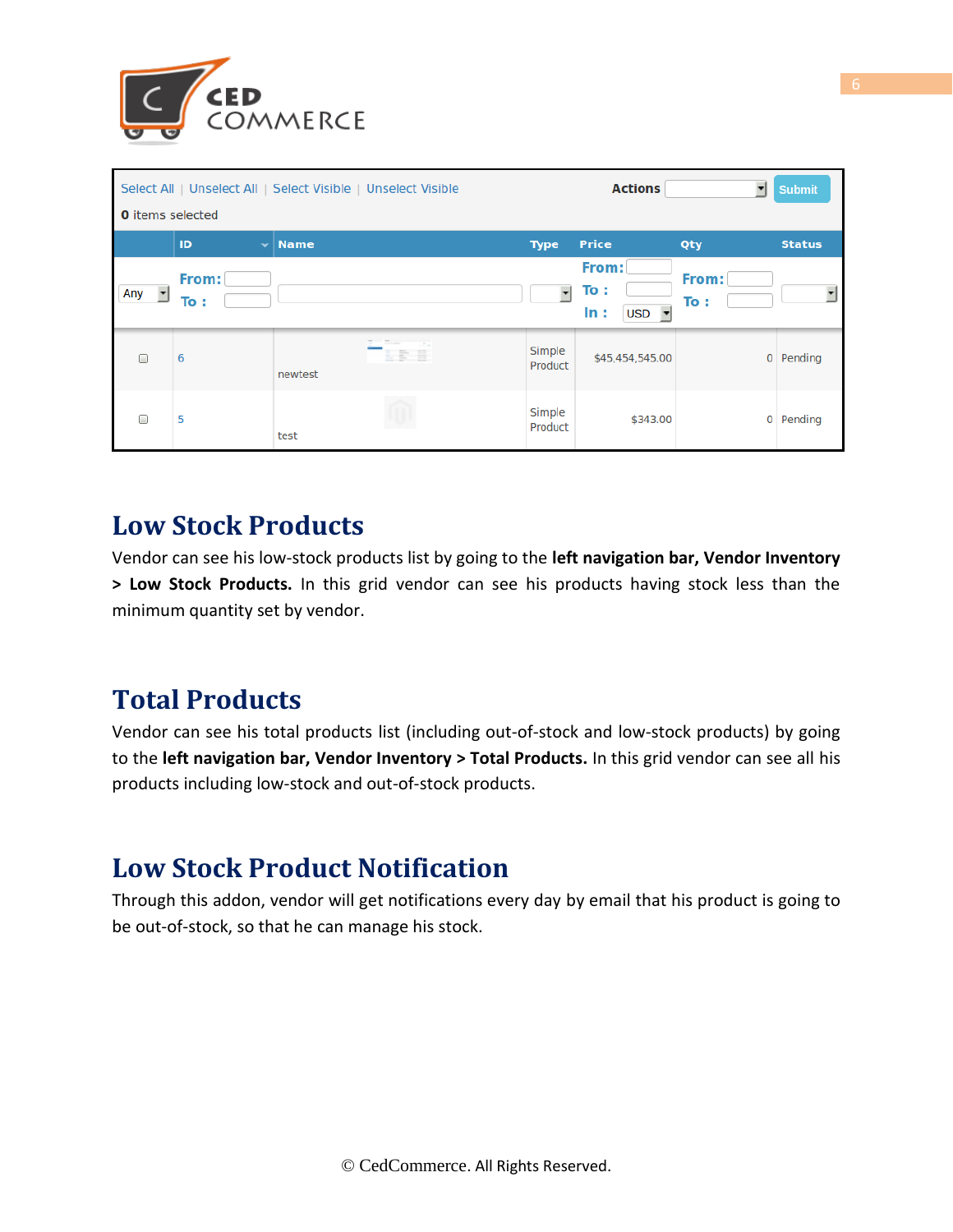| | ID | Name | Type | Price | Qty | Status |
|---|---|---|---|---|---|---|
| | 6 | newtest | Simple Product | $45,454,545.00 | 0 | Pending |
| | 5 | test | Simple Product | $343.00 | 0 | Pending |

## Low Stock Products

Vendor can see his low-stock products list by going to the **left navigation bar, Vendor Inventory > Low Stock Products.** In this grid vendor can see his products having stock less than the minimum quantity set by vendor.

## Total Products

Vendor can see his total products list (including out-of-stock and low-stock products) by going to the **left navigation bar, Vendor Inventory > Total Products.** In this grid vendor can see all his products including low-stock and out-of-stock products.

## Low Stock Product Notification

Through this addon, vendor will get notifications every day by email that his product is going to be out-of-stock, so that he can manage his stock.

© CedCommerce. All Rights Reserved.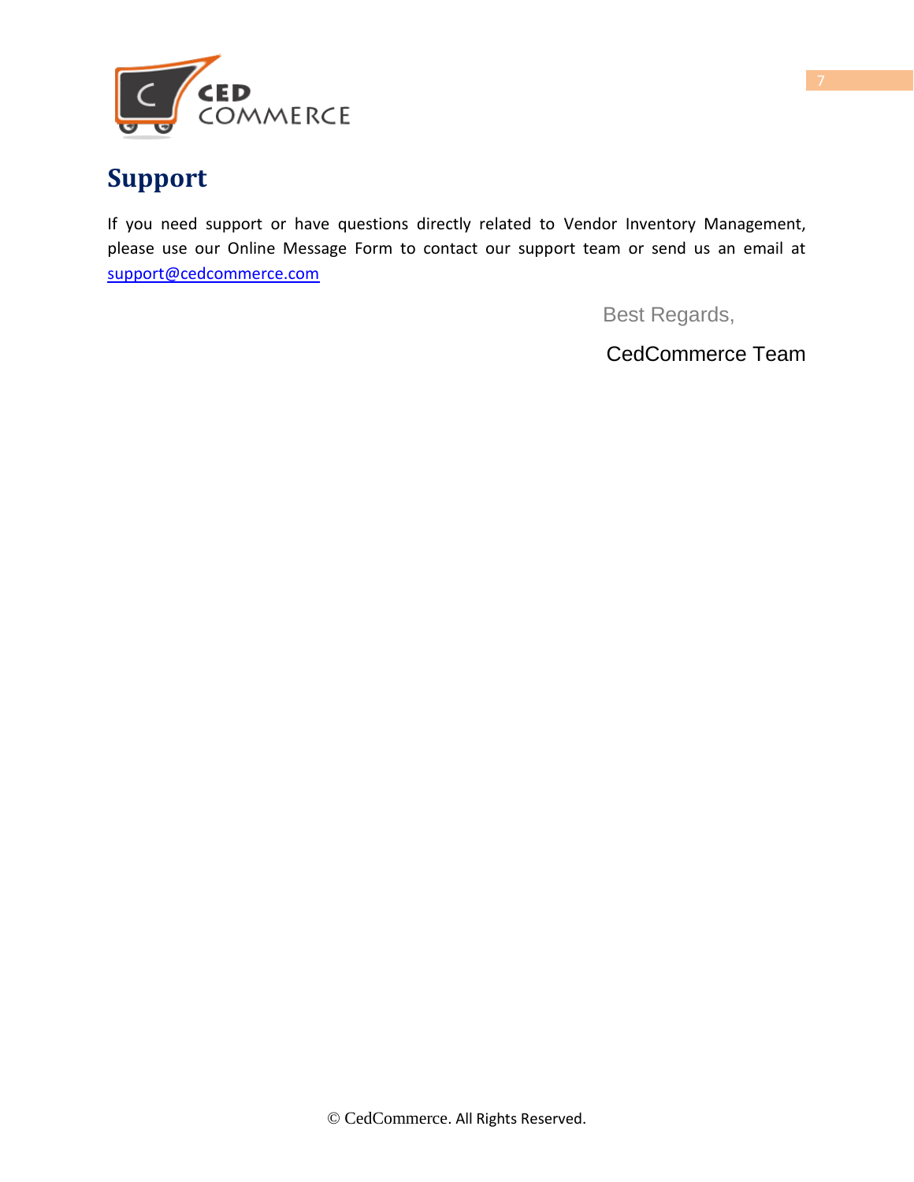## Support

If you need support or have questions directly related to Vendor Inventory Management, please use our Online Message Form to contact our support team or send us an email at support@cedcommerce.com

Best Regards,

CedCommerce Team